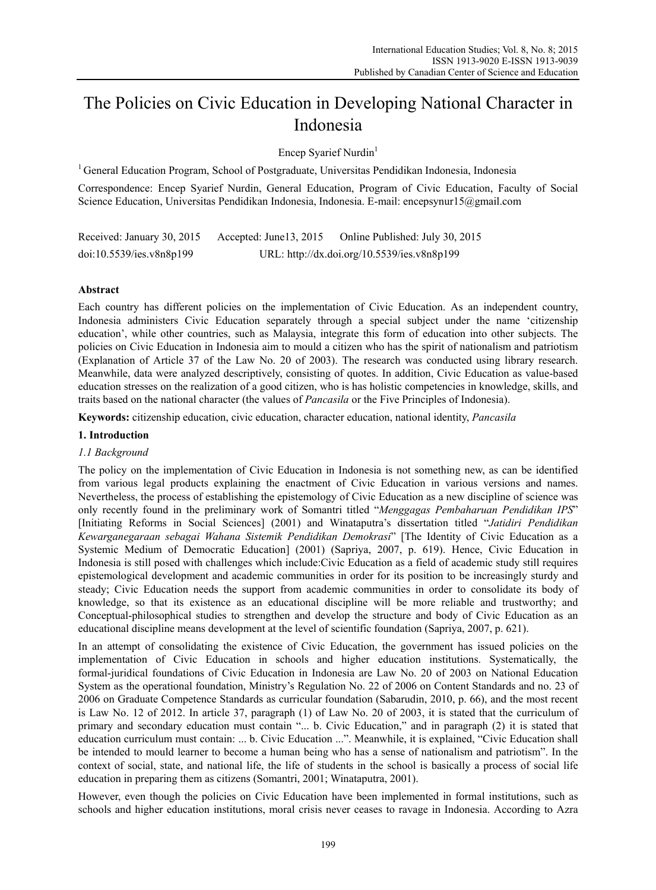# The Policies on Civic Education in Developing National Character in Indonesia

Encep Syarief Nurdin[1]

[1] General Education Program, School of Postgraduate, Universitas Pendidikan Indonesia, Indonesia

Correspondence: Encep Syarief Nurdin, General Education, Program of Civic Education, Faculty of Social Science Education, Universitas Pendidikan Indonesia, Indonesia. E-mail: encepsynur15@gmail.com

Received: January 30, 2015  Accepted: June13, 2015  Online Published: July 30, 2015

doi:10.5539/ies.v8n8p199  URL: http://dx.doi.org/10.5539/ies.v8n8p199

## Abstract

Each country has different policies on the implementation of Civic Education. As an independent country, Indonesia administers Civic Education separately through a special subject under the name 'citizenship education', while other countries, such as Malaysia, integrate this form of education into other subjects. The policies on Civic Education in Indonesia aim to mould a citizen who has the spirit of nationalism and patriotism (Explanation of Article 37 of the Law No. 20 of 2003). The research was conducted using library research. Meanwhile, data were analyzed descriptively, consisting of quotes. In addition, Civic Education as value-based education stresses on the realization of a good citizen, who is has holistic competencies in knowledge, skills, and traits based on the national character (the values of *Pancasila* or the Five Principles of Indonesia).

**Keywords:** citizenship education, civic education, character education, national identity, *Pancasila*

## 1. Introduction

### *1.1 Background*

The policy on the implementation of Civic Education in Indonesia is not something new, as can be identified from various legal products explaining the enactment of Civic Education in various versions and names. Nevertheless, the process of establishing the epistemology of Civic Education as a new discipline of science was only recently found in the preliminary work of Somantri titled "*Menggagas Pembaharuan Pendidikan IPS*" [Initiating Reforms in Social Sciences] (2001) and Winataputra's dissertation titled "*Jatidiri Pendidikan Kewarganegaraan sebagai Wahana Sistemik Pendidikan Demokrasi*" [The Identity of Civic Education as a Systemic Medium of Democratic Education] (2001) (Sapriya, 2007, p. 619). Hence, Civic Education in Indonesia is still posed with challenges which include:Civic Education as a field of academic study still requires epistemological development and academic communities in order for its position to be increasingly sturdy and steady; Civic Education needs the support from academic communities in order to consolidate its body of knowledge, so that its existence as an educational discipline will be more reliable and trustworthy; and Conceptual-philosophical studies to strengthen and develop the structure and body of Civic Education as an educational discipline means development at the level of scientific foundation (Sapriya, 2007, p. 621).

In an attempt of consolidating the existence of Civic Education, the government has issued policies on the implementation of Civic Education in schools and higher education institutions. Systematically, the formal-juridical foundations of Civic Education in Indonesia are Law No. 20 of 2003 on National Education System as the operational foundation, Ministry's Regulation No. 22 of 2006 on Content Standards and no. 23 of 2006 on Graduate Competence Standards as curricular foundation (Sabarudin, 2010, p. 66), and the most recent is Law No. 12 of 2012. In article 37, paragraph (1) of Law No. 20 of 2003, it is stated that the curriculum of primary and secondary education must contain "... b. Civic Education," and in paragraph (2) it is stated that education curriculum must contain: ... b. Civic Education ...". Meanwhile, it is explained, "Civic Education shall be intended to mould learner to become a human being who has a sense of nationalism and patriotism". In the context of social, state, and national life, the life of students in the school is basically a process of social life education in preparing them as citizens (Somantri, 2001; Winataputra, 2001).

However, even though the policies on Civic Education have been implemented in formal institutions, such as schools and higher education institutions, moral crisis never ceases to ravage in Indonesia. According to Azra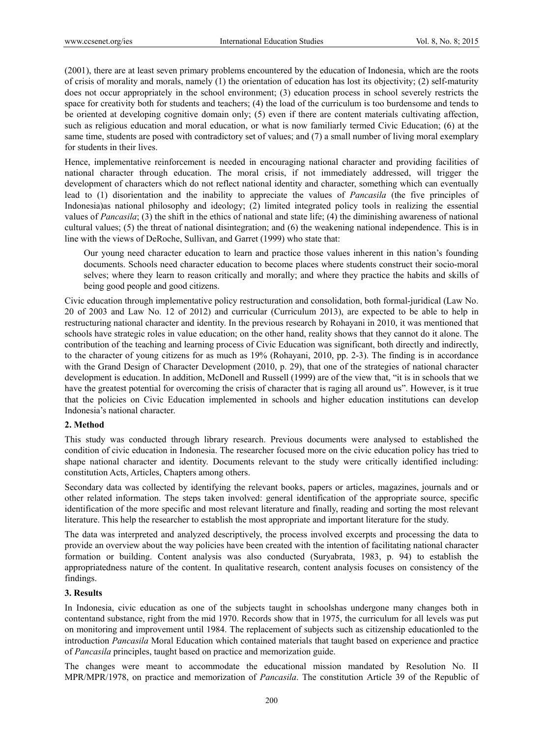(2001), there are at least seven primary problems encountered by the education of Indonesia, which are the roots of crisis of morality and morals, namely (1) the orientation of education has lost its objectivity; (2) self-maturity does not occur appropriately in the school environment; (3) education process in school severely restricts the space for creativity both for students and teachers; (4) the load of the curriculum is too burdensome and tends to be oriented at developing cognitive domain only; (5) even if there are content materials cultivating affection, such as religious education and moral education, or what is now familiarly termed Civic Education; (6) at the same time, students are posed with contradictory set of values; and (7) a small number of living moral exemplary for students in their lives.

Hence, implementative reinforcement is needed in encouraging national character and providing facilities of national character through education. The moral crisis, if not immediately addressed, will trigger the development of characters which do not reflect national identity and character, something which can eventually lead to (1) disorientation and the inability to appreciate the values of *Pancasila* (the five principles of Indonesia)as national philosophy and ideology; (2) limited integrated policy tools in realizing the essential values of *Pancasila*; (3) the shift in the ethics of national and state life; (4) the diminishing awareness of national cultural values; (5) the threat of national disintegration; and (6) the weakening national independence. This is in line with the views of DeRoche, Sullivan, and Garret (1999) who state that:

> Our young need character education to learn and practice those values inherent in this nation's founding documents. Schools need character education to become places where students construct their socio-moral selves; where they learn to reason critically and morally; and where they practice the habits and skills of being good people and good citizens.

Civic education through implementative policy restructuration and consolidation, both formal-juridical (Law No. 20 of 2003 and Law No. 12 of 2012) and curricular (Curriculum 2013), are expected to be able to help in restructuring national character and identity. In the previous research by Rohayani in 2010, it was mentioned that schools have strategic roles in value education; on the other hand, reality shows that they cannot do it alone. The contribution of the teaching and learning process of Civic Education was significant, both directly and indirectly, to the character of young citizens for as much as 19% (Rohayani, 2010, pp. 2-3). The finding is in accordance with the Grand Design of Character Development (2010, p. 29), that one of the strategies of national character development is education. In addition, McDonell and Russell (1999) are of the view that, "it is in schools that we have the greatest potential for overcoming the crisis of character that is raging all around us". However, is it true that the policies on Civic Education implemented in schools and higher education institutions can develop Indonesia's national character.

## 2. Method

This study was conducted through library research. Previous documents were analysed to established the condition of civic education in Indonesia. The researcher focused more on the civic education policy has tried to shape national character and identity. Documents relevant to the study were critically identified including: constitution Acts, Articles, Chapters among others.

Secondary data was collected by identifying the relevant books, papers or articles, magazines, journals and or other related information. The steps taken involved: general identification of the appropriate source, specific identification of the more specific and most relevant literature and finally, reading and sorting the most relevant literature. This help the researcher to establish the most appropriate and important literature for the study.

The data was interpreted and analyzed descriptively, the process involved excerpts and processing the data to provide an overview about the way policies have been created with the intention of facilitating national character formation or building. Content analysis was also conducted (Suryabrata, 1983, p. 94) to establish the appropriatedness nature of the content. In qualitative research, content analysis focuses on consistency of the findings.

## 3. Results

In Indonesia, civic education as one of the subjects taught in schoolshas undergone many changes both in contentand substance, right from the mid 1970. Records show that in 1975, the curriculum for all levels was put on monitoring and improvement until 1984. The replacement of subjects such as citizenship educationled to the introduction *Pancasila* Moral Education which contained materials that taught based on experience and practice of *Pancasila* principles, taught based on practice and memorization guide.

The changes were meant to accommodate the educational mission mandated by Resolution No. II MPR/MPR/1978, on practice and memorization of *Pancasila*. The constitution Article 39 of the Republic of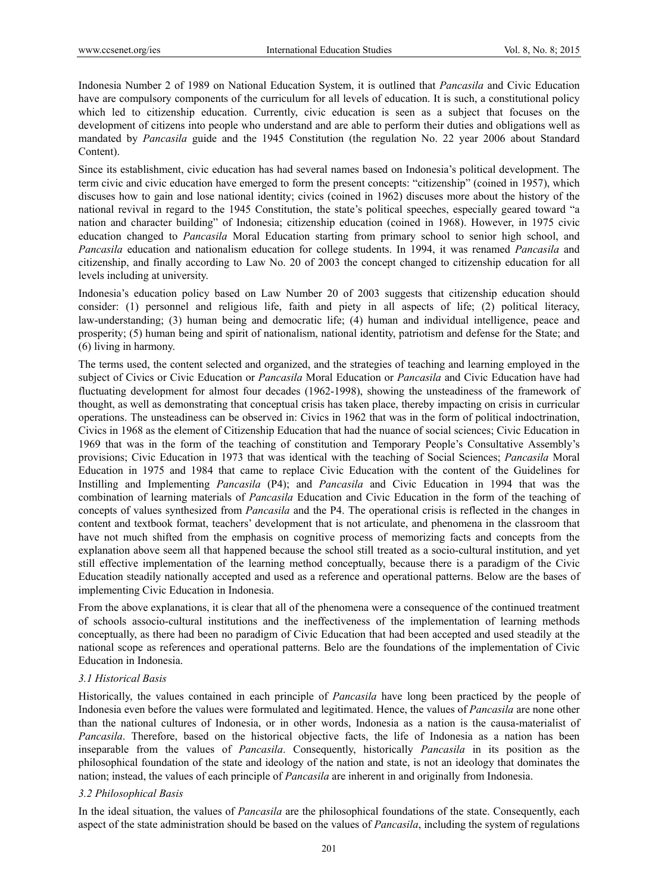Indonesia Number 2 of 1989 on National Education System, it is outlined that *Pancasila* and Civic Education have are compulsory components of the curriculum for all levels of education. It is such, a constitutional policy which led to citizenship education. Currently, civic education is seen as a subject that focuses on the development of citizens into people who understand and are able to perform their duties and obligations well as mandated by *Pancasila* guide and the 1945 Constitution (the regulation No. 22 year 2006 about Standard Content).

Since its establishment, civic education has had several names based on Indonesia's political development. The term civic and civic education have emerged to form the present concepts: "citizenship" (coined in 1957), which discuses how to gain and lose national identity; civics (coined in 1962) discuses more about the history of the national revival in regard to the 1945 Constitution, the state's political speeches, especially geared toward "a nation and character building" of Indonesia; citizenship education (coined in 1968). However, in 1975 civic education changed to *Pancasila* Moral Education starting from primary school to senior high school, and *Pancasila* education and nationalism education for college students. In 1994, it was renamed *Pancasila* and citizenship, and finally according to Law No. 20 of 2003 the concept changed to citizenship education for all levels including at university.

Indonesia's education policy based on Law Number 20 of 2003 suggests that citizenship education should consider: (1) personnel and religious life, faith and piety in all aspects of life; (2) political literacy, law-understanding; (3) human being and democratic life; (4) human and individual intelligence, peace and prosperity; (5) human being and spirit of nationalism, national identity, patriotism and defense for the State; and (6) living in harmony.

The terms used, the content selected and organized, and the strategies of teaching and learning employed in the subject of Civics or Civic Education or *Pancasila* Moral Education or *Pancasila* and Civic Education have had fluctuating development for almost four decades (1962-1998), showing the unsteadiness of the framework of thought, as well as demonstrating that conceptual crisis has taken place, thereby impacting on crisis in curricular operations. The unsteadiness can be observed in: Civics in 1962 that was in the form of political indoctrination, Civics in 1968 as the element of Citizenship Education that had the nuance of social sciences; Civic Education in 1969 that was in the form of the teaching of constitution and Temporary People's Consultative Assembly's provisions; Civic Education in 1973 that was identical with the teaching of Social Sciences; *Pancasila* Moral Education in 1975 and 1984 that came to replace Civic Education with the content of the Guidelines for Instilling and Implementing *Pancasila* (P4); and *Pancasila* and Civic Education in 1994 that was the combination of learning materials of *Pancasila* Education and Civic Education in the form of the teaching of concepts of values synthesized from *Pancasila* and the P4. The operational crisis is reflected in the changes in content and textbook format, teachers' development that is not articulate, and phenomena in the classroom that have not much shifted from the emphasis on cognitive process of memorizing facts and concepts from the explanation above seem all that happened because the school still treated as a socio-cultural institution, and yet still effective implementation of the learning method conceptually, because there is a paradigm of the Civic Education steadily nationally accepted and used as a reference and operational patterns. Below are the bases of implementing Civic Education in Indonesia.

From the above explanations, it is clear that all of the phenomena were a consequence of the continued treatment of schools associo-cultural institutions and the ineffectiveness of the implementation of learning methods conceptually, as there had been no paradigm of Civic Education that had been accepted and used steadily at the national scope as references and operational patterns. Belo are the foundations of the implementation of Civic Education in Indonesia.

### *3.1 Historical Basis*

Historically, the values contained in each principle of *Pancasila* have long been practiced by the people of Indonesia even before the values were formulated and legitimated. Hence, the values of *Pancasila* are none other than the national cultures of Indonesia, or in other words, Indonesia as a nation is the causa-materialist of *Pancasila*. Therefore, based on the historical objective facts, the life of Indonesia as a nation has been inseparable from the values of *Pancasila*. Consequently, historically *Pancasila* in its position as the philosophical foundation of the state and ideology of the nation and state, is not an ideology that dominates the nation; instead, the values of each principle of *Pancasila* are inherent in and originally from Indonesia.

### *3.2 Philosophical Basis*

In the ideal situation, the values of *Pancasila* are the philosophical foundations of the state. Consequently, each aspect of the state administration should be based on the values of *Pancasila*, including the system of regulations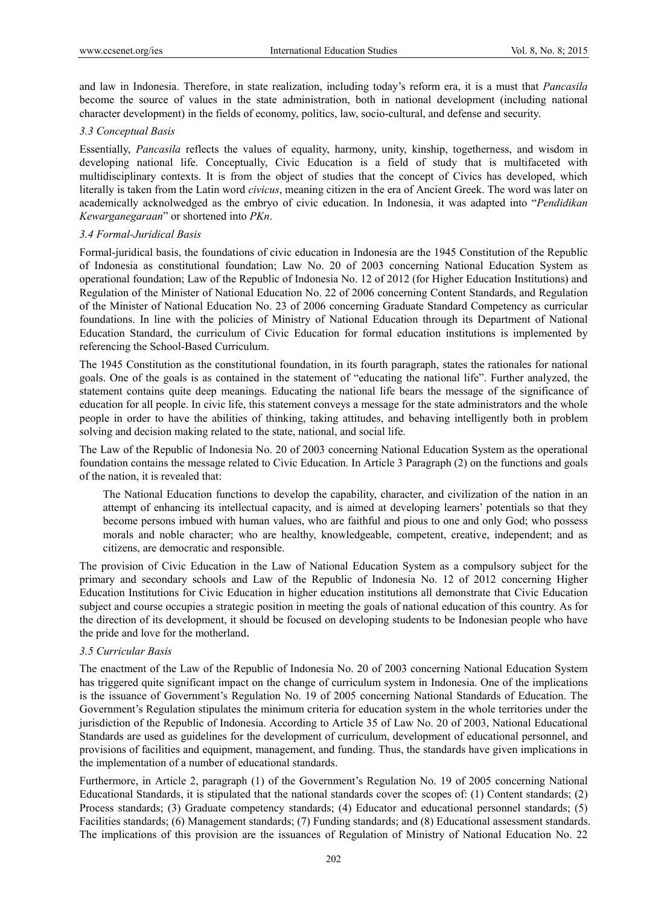and law in Indonesia. Therefore, in state realization, including today's reform era, it is a must that *Pancasila* become the source of values in the state administration, both in national development (including national character development) in the fields of economy, politics, law, socio-cultural, and defense and security.

### *3.3 Conceptual Basis*

Essentially, *Pancasila* reflects the values of equality, harmony, unity, kinship, togetherness, and wisdom in developing national life. Conceptually, Civic Education is a field of study that is multifaceted with multidisciplinary contexts. It is from the object of studies that the concept of Civics has developed, which literally is taken from the Latin word *civicus*, meaning citizen in the era of Ancient Greek. The word was later on academically acknolwedged as the embryo of civic education. In Indonesia, it was adapted into "*Pendidikan Kewarganegaraan*" or shortened into *PKn*.

### *3.4 Formal-Juridical Basis*

Formal-juridical basis, the foundations of civic education in Indonesia are the 1945 Constitution of the Republic of Indonesia as constitutional foundation; Law No. 20 of 2003 concerning National Education System as operational foundation; Law of the Republic of Indonesia No. 12 of 2012 (for Higher Education Institutions) and Regulation of the Minister of National Education No. 22 of 2006 concerning Content Standards, and Regulation of the Minister of National Education No. 23 of 2006 concerning Graduate Standard Competency as curricular foundations. In line with the policies of Ministry of National Education through its Department of National Education Standard, the curriculum of Civic Education for formal education institutions is implemented by referencing the School-Based Curriculum.

The 1945 Constitution as the constitutional foundation, in its fourth paragraph, states the rationales for national goals. One of the goals is as contained in the statement of "educating the national life". Further analyzed, the statement contains quite deep meanings. Educating the national life bears the message of the significance of education for all people. In civic life, this statement conveys a message for the state administrators and the whole people in order to have the abilities of thinking, taking attitudes, and behaving intelligently both in problem solving and decision making related to the state, national, and social life.

The Law of the Republic of Indonesia No. 20 of 2003 concerning National Education System as the operational foundation contains the message related to Civic Education. In Article 3 Paragraph (2) on the functions and goals of the nation, it is revealed that:

> The National Education functions to develop the capability, character, and civilization of the nation in an attempt of enhancing its intellectual capacity, and is aimed at developing learners' potentials so that they become persons imbued with human values, who are faithful and pious to one and only God; who possess morals and noble character; who are healthy, knowledgeable, competent, creative, independent; and as citizens, are democratic and responsible.

The provision of Civic Education in the Law of National Education System as a compulsory subject for the primary and secondary schools and Law of the Republic of Indonesia No. 12 of 2012 concerning Higher Education Institutions for Civic Education in higher education institutions all demonstrate that Civic Education subject and course occupies a strategic position in meeting the goals of national education of this country. As for the direction of its development, it should be focused on developing students to be Indonesian people who have the pride and love for the motherland.

### *3.5 Curricular Basis*

The enactment of the Law of the Republic of Indonesia No. 20 of 2003 concerning National Education System has triggered quite significant impact on the change of curriculum system in Indonesia. One of the implications is the issuance of Government's Regulation No. 19 of 2005 concerning National Standards of Education. The Government's Regulation stipulates the minimum criteria for education system in the whole territories under the jurisdiction of the Republic of Indonesia. According to Article 35 of Law No. 20 of 2003, National Educational Standards are used as guidelines for the development of curriculum, development of educational personnel, and provisions of facilities and equipment, management, and funding. Thus, the standards have given implications in the implementation of a number of educational standards.

Furthermore, in Article 2, paragraph (1) of the Government's Regulation No. 19 of 2005 concerning National Educational Standards, it is stipulated that the national standards cover the scopes of: (1) Content standards; (2) Process standards; (3) Graduate competency standards; (4) Educator and educational personnel standards; (5) Facilities standards; (6) Management standards; (7) Funding standards; and (8) Educational assessment standards. The implications of this provision are the issuances of Regulation of Ministry of National Education No. 22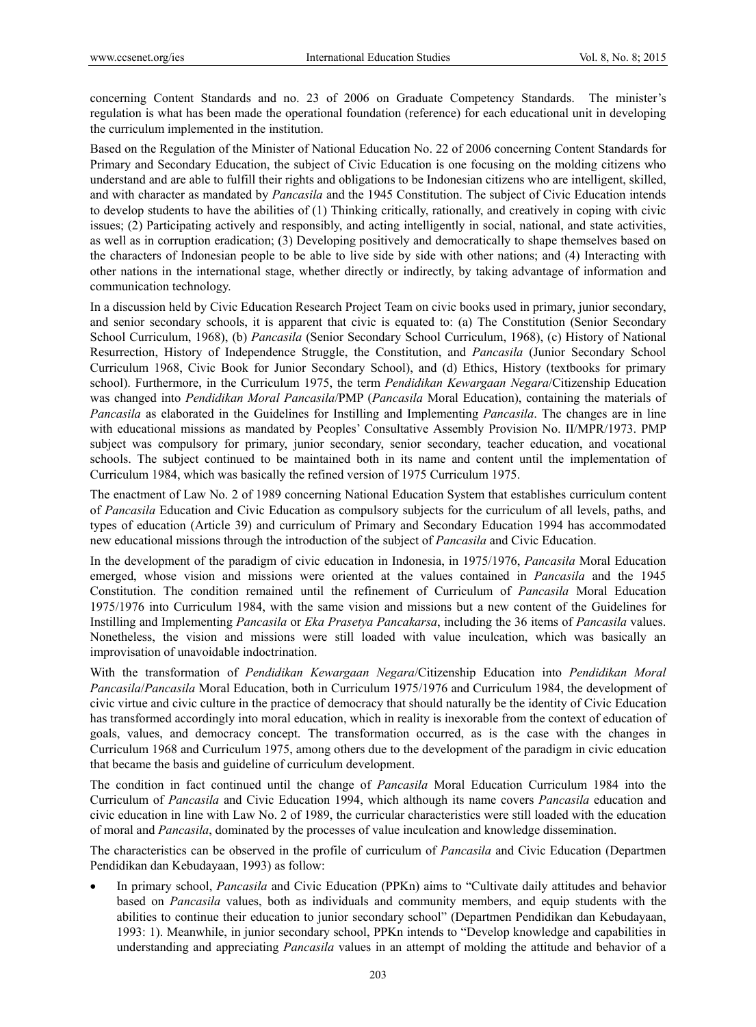concerning Content Standards and no. 23 of 2006 on Graduate Competency Standards. The minister's regulation is what has been made the operational foundation (reference) for each educational unit in developing the curriculum implemented in the institution.

Based on the Regulation of the Minister of National Education No. 22 of 2006 concerning Content Standards for Primary and Secondary Education, the subject of Civic Education is one focusing on the molding citizens who understand and are able to fulfill their rights and obligations to be Indonesian citizens who are intelligent, skilled, and with character as mandated by *Pancasila* and the 1945 Constitution. The subject of Civic Education intends to develop students to have the abilities of (1) Thinking critically, rationally, and creatively in coping with civic issues; (2) Participating actively and responsibly, and acting intelligently in social, national, and state activities, as well as in corruption eradication; (3) Developing positively and democratically to shape themselves based on the characters of Indonesian people to be able to live side by side with other nations; and (4) Interacting with other nations in the international stage, whether directly or indirectly, by taking advantage of information and communication technology.

In a discussion held by Civic Education Research Project Team on civic books used in primary, junior secondary, and senior secondary schools, it is apparent that civic is equated to: (a) The Constitution (Senior Secondary School Curriculum, 1968), (b) *Pancasila* (Senior Secondary School Curriculum, 1968), (c) History of National Resurrection, History of Independence Struggle, the Constitution, and *Pancasila* (Junior Secondary School Curriculum 1968, Civic Book for Junior Secondary School), and (d) Ethics, History (textbooks for primary school). Furthermore, in the Curriculum 1975, the term *Pendidikan Kewargaan Negara*/Citizenship Education was changed into *Pendidikan Moral Pancasila*/PMP (*Pancasila* Moral Education), containing the materials of *Pancasila* as elaborated in the Guidelines for Instilling and Implementing *Pancasila*. The changes are in line with educational missions as mandated by Peoples' Consultative Assembly Provision No. II/MPR/1973. PMP subject was compulsory for primary, junior secondary, senior secondary, teacher education, and vocational schools. The subject continued to be maintained both in its name and content until the implementation of Curriculum 1984, which was basically the refined version of 1975 Curriculum 1975.

The enactment of Law No. 2 of 1989 concerning National Education System that establishes curriculum content of *Pancasila* Education and Civic Education as compulsory subjects for the curriculum of all levels, paths, and types of education (Article 39) and curriculum of Primary and Secondary Education 1994 has accommodated new educational missions through the introduction of the subject of *Pancasila* and Civic Education.

In the development of the paradigm of civic education in Indonesia, in 1975/1976, *Pancasila* Moral Education emerged, whose vision and missions were oriented at the values contained in *Pancasila* and the 1945 Constitution. The condition remained until the refinement of Curriculum of *Pancasila* Moral Education 1975/1976 into Curriculum 1984, with the same vision and missions but a new content of the Guidelines for Instilling and Implementing *Pancasila* or *Eka Prasetya Pancakarsa*, including the 36 items of *Pancasila* values. Nonetheless, the vision and missions were still loaded with value inculcation, which was basically an improvisation of unavoidable indoctrination.

With the transformation of *Pendidikan Kewargaan Negara*/Citizenship Education into *Pendidikan Moral Pancasila*/*Pancasila* Moral Education, both in Curriculum 1975/1976 and Curriculum 1984, the development of civic virtue and civic culture in the practice of democracy that should naturally be the identity of Civic Education has transformed accordingly into moral education, which in reality is inexorable from the context of education of goals, values, and democracy concept. The transformation occurred, as is the case with the changes in Curriculum 1968 and Curriculum 1975, among others due to the development of the paradigm in civic education that became the basis and guideline of curriculum development.

The condition in fact continued until the change of *Pancasila* Moral Education Curriculum 1984 into the Curriculum of *Pancasila* and Civic Education 1994, which although its name covers *Pancasila* education and civic education in line with Law No. 2 of 1989, the curricular characteristics were still loaded with the education of moral and *Pancasila*, dominated by the processes of value inculcation and knowledge dissemination.

The characteristics can be observed in the profile of curriculum of *Pancasila* and Civic Education (Departmen Pendidikan dan Kebudayaan, 1993) as follow:

- In primary school, *Pancasila* and Civic Education (PPKn) aims to "Cultivate daily attitudes and behavior based on *Pancasila* values, both as individuals and community members, and equip students with the abilities to continue their education to junior secondary school" (Departmen Pendidikan dan Kebudayaan, 1993: 1). Meanwhile, in junior secondary school, PPKn intends to "Develop knowledge and capabilities in understanding and appreciating *Pancasila* values in an attempt of molding the attitude and behavior of a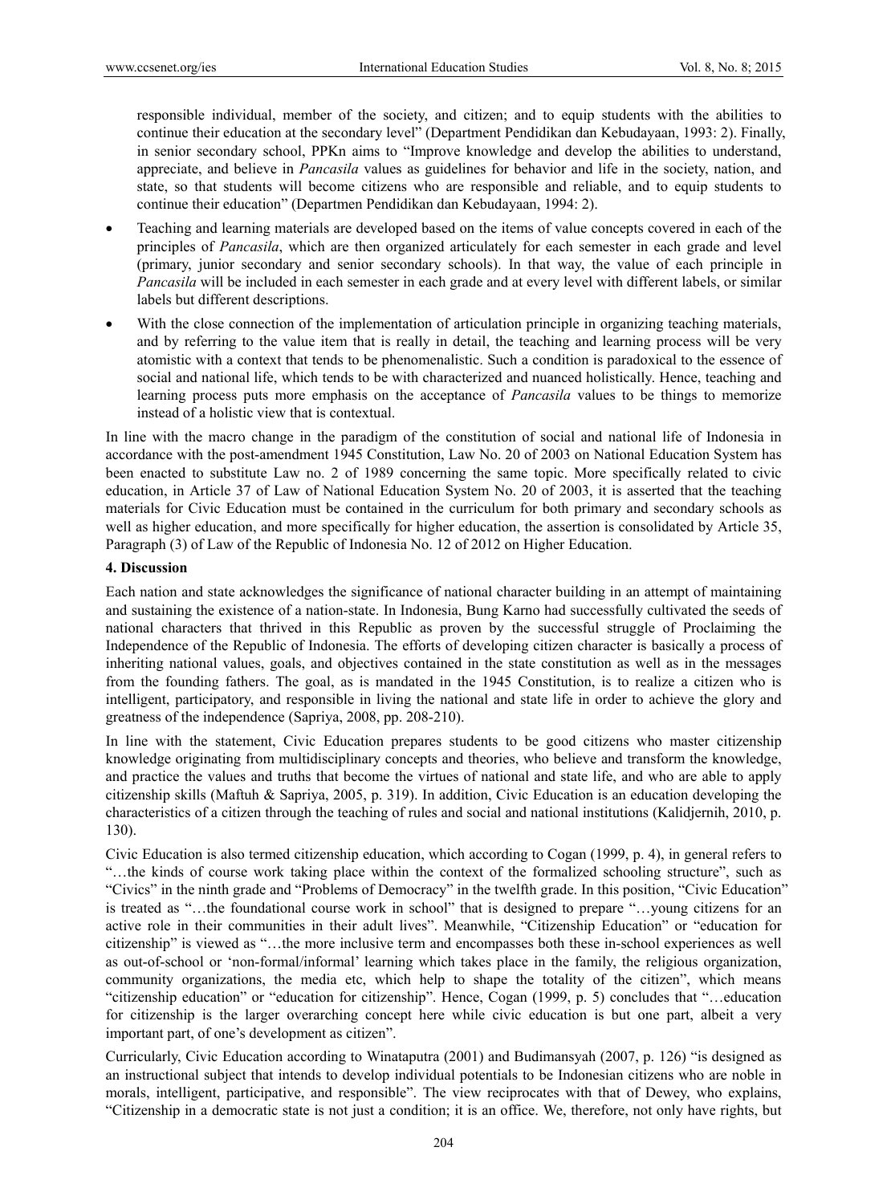responsible individual, member of the society, and citizen; and to equip students with the abilities to continue their education at the secondary level" (Department Pendidikan dan Kebudayaan, 1993: 2). Finally, in senior secondary school, PPKn aims to "Improve knowledge and develop the abilities to understand, appreciate, and believe in *Pancasila* values as guidelines for behavior and life in the society, nation, and state, so that students will become citizens who are responsible and reliable, and to equip students to continue their education" (Departmen Pendidikan dan Kebudayaan, 1994: 2).

- Teaching and learning materials are developed based on the items of value concepts covered in each of the principles of *Pancasila*, which are then organized articulately for each semester in each grade and level (primary, junior secondary and senior secondary schools). In that way, the value of each principle in *Pancasila* will be included in each semester in each grade and at every level with different labels, or similar labels but different descriptions.
- With the close connection of the implementation of articulation principle in organizing teaching materials, and by referring to the value item that is really in detail, the teaching and learning process will be very atomistic with a context that tends to be phenomenalistic. Such a condition is paradoxical to the essence of social and national life, which tends to be with characterized and nuanced holistically. Hence, teaching and learning process puts more emphasis on the acceptance of *Pancasila* values to be things to memorize instead of a holistic view that is contextual.

In line with the macro change in the paradigm of the constitution of social and national life of Indonesia in accordance with the post-amendment 1945 Constitution, Law No. 20 of 2003 on National Education System has been enacted to substitute Law no. 2 of 1989 concerning the same topic. More specifically related to civic education, in Article 37 of Law of National Education System No. 20 of 2003, it is asserted that the teaching materials for Civic Education must be contained in the curriculum for both primary and secondary schools as well as higher education, and more specifically for higher education, the assertion is consolidated by Article 35, Paragraph (3) of Law of the Republic of Indonesia No. 12 of 2012 on Higher Education.

## 4. Discussion

Each nation and state acknowledges the significance of national character building in an attempt of maintaining and sustaining the existence of a nation-state. In Indonesia, Bung Karno had successfully cultivated the seeds of national characters that thrived in this Republic as proven by the successful struggle of Proclaiming the Independence of the Republic of Indonesia. The efforts of developing citizen character is basically a process of inheriting national values, goals, and objectives contained in the state constitution as well as in the messages from the founding fathers. The goal, as is mandated in the 1945 Constitution, is to realize a citizen who is intelligent, participatory, and responsible in living the national and state life in order to achieve the glory and greatness of the independence (Sapriya, 2008, pp. 208-210).

In line with the statement, Civic Education prepares students to be good citizens who master citizenship knowledge originating from multidisciplinary concepts and theories, who believe and transform the knowledge, and practice the values and truths that become the virtues of national and state life, and who are able to apply citizenship skills (Maftuh & Sapriya, 2005, p. 319). In addition, Civic Education is an education developing the characteristics of a citizen through the teaching of rules and social and national institutions (Kalidjernih, 2010, p. 130).

Civic Education is also termed citizenship education, which according to Cogan (1999, p. 4), in general refers to "…the kinds of course work taking place within the context of the formalized schooling structure", such as "Civics" in the ninth grade and "Problems of Democracy" in the twelfth grade. In this position, "Civic Education" is treated as "…the foundational course work in school" that is designed to prepare "…young citizens for an active role in their communities in their adult lives". Meanwhile, "Citizenship Education" or "education for citizenship" is viewed as "…the more inclusive term and encompasses both these in-school experiences as well as out-of-school or 'non-formal/informal' learning which takes place in the family, the religious organization, community organizations, the media etc, which help to shape the totality of the citizen", which means "citizenship education" or "education for citizenship". Hence, Cogan (1999, p. 5) concludes that "…education for citizenship is the larger overarching concept here while civic education is but one part, albeit a very important part, of one's development as citizen".

Curricularly, Civic Education according to Winataputra (2001) and Budimansyah (2007, p. 126) "is designed as an instructional subject that intends to develop individual potentials to be Indonesian citizens who are noble in morals, intelligent, participative, and responsible". The view reciprocates with that of Dewey, who explains, "Citizenship in a democratic state is not just a condition; it is an office. We, therefore, not only have rights, but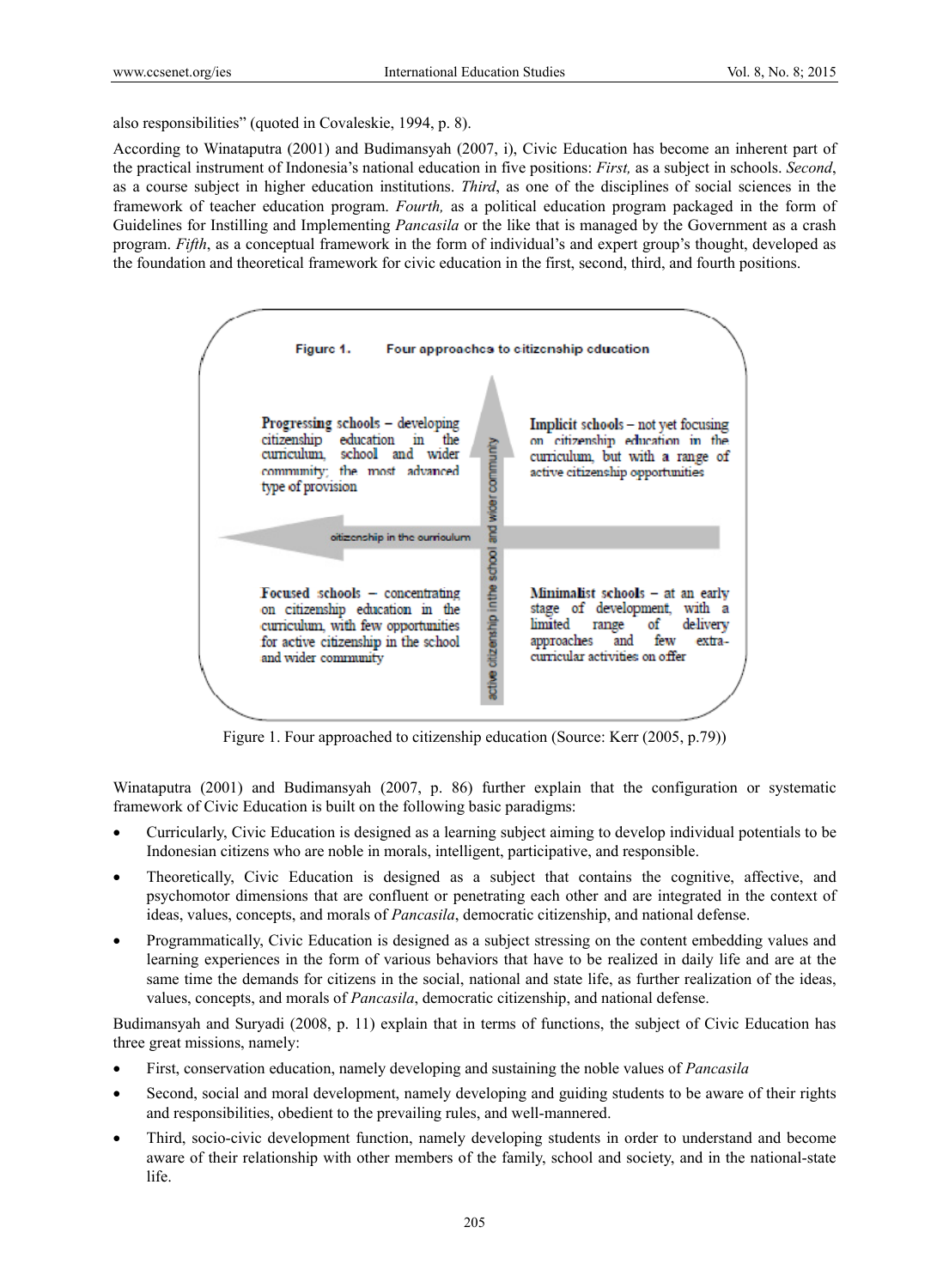also responsibilities" (quoted in Covaleskie, 1994, p. 8).

According to Winataputra (2001) and Budimansyah (2007, i), Civic Education has become an inherent part of the practical instrument of Indonesia's national education in five positions: *First,* as a subject in schools. *Second*, as a course subject in higher education institutions. *Third*, as one of the disciplines of social sciences in the framework of teacher education program. *Fourth,* as a political education program packaged in the form of Guidelines for Instilling and Implementing *Pancasila* or the like that is managed by the Government as a crash program. *Fifth*, as a conceptual framework in the form of individual's and expert group's thought, developed as the foundation and theoretical framework for civic education in the first, second, third, and fourth positions.

Figure 1. Four approaches to citizenship education

Progressing schools – developing citizenship education in the curriculum, school and wider community; the most advanced type of provision

Implicit schools – not yet focusing on citizenship education in the curriculum, but with a range of active citizenship opportunities

citizenship in the curriculum

active citizenship in the school and wider community

Focused schools – concentrating on citizenship education in the curriculum, with few opportunities for active citizenship in the school and wider community

Minimalist schools – at an early stage of development, with a limited range of delivery approaches and few extra-curricular activities on offer

Figure 1. Four approached to citizenship education (Source: Kerr (2005, p.79))

Winataputra (2001) and Budimansyah (2007, p. 86) further explain that the configuration or systematic framework of Civic Education is built on the following basic paradigms:

- Curricularly, Civic Education is designed as a learning subject aiming to develop individual potentials to be Indonesian citizens who are noble in morals, intelligent, participative, and responsible.
- Theoretically, Civic Education is designed as a subject that contains the cognitive, affective, and psychomotor dimensions that are confluent or penetrating each other and are integrated in the context of ideas, values, concepts, and morals of *Pancasila*, democratic citizenship, and national defense.
- Programmatically, Civic Education is designed as a subject stressing on the content embedding values and learning experiences in the form of various behaviors that have to be realized in daily life and are at the same time the demands for citizens in the social, national and state life, as further realization of the ideas, values, concepts, and morals of *Pancasila*, democratic citizenship, and national defense.

Budimansyah and Suryadi (2008, p. 11) explain that in terms of functions, the subject of Civic Education has three great missions, namely:

- First, conservation education, namely developing and sustaining the noble values of *Pancasila*
- Second, social and moral development, namely developing and guiding students to be aware of their rights and responsibilities, obedient to the prevailing rules, and well-mannered.
- Third, socio-civic development function, namely developing students in order to understand and become aware of their relationship with other members of the family, school and society, and in the national-state life.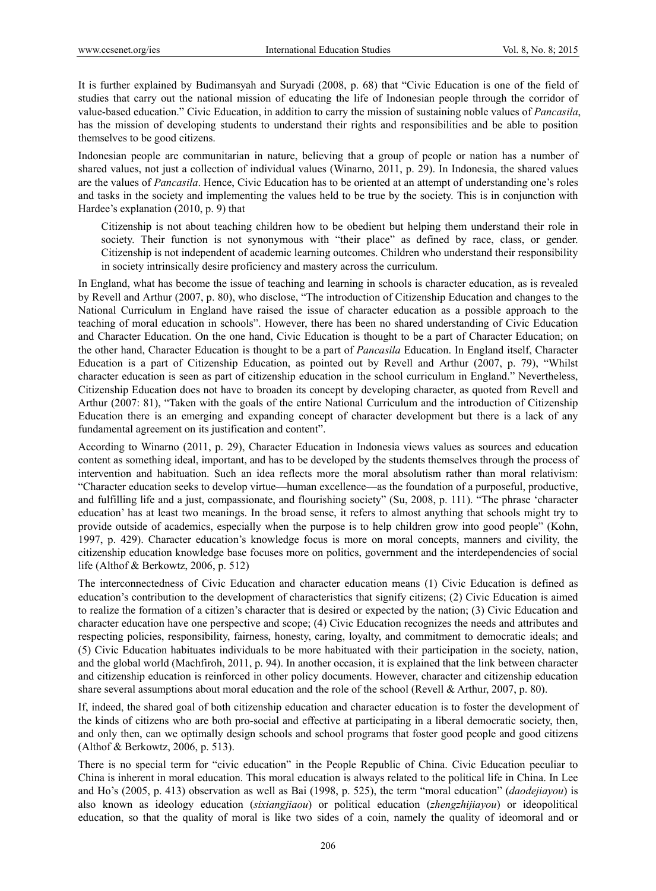It is further explained by Budimansyah and Suryadi (2008, p. 68) that "Civic Education is one of the field of studies that carry out the national mission of educating the life of Indonesian people through the corridor of value-based education." Civic Education, in addition to carry the mission of sustaining noble values of *Pancasila*, has the mission of developing students to understand their rights and responsibilities and be able to position themselves to be good citizens.

Indonesian people are communitarian in nature, believing that a group of people or nation has a number of shared values, not just a collection of individual values (Winarno, 2011, p. 29). In Indonesia, the shared values are the values of *Pancasila*. Hence, Civic Education has to be oriented at an attempt of understanding one's roles and tasks in the society and implementing the values held to be true by the society. This is in conjunction with Hardee's explanation (2010, p. 9) that

> Citizenship is not about teaching children how to be obedient but helping them understand their role in society. Their function is not synonymous with "their place" as defined by race, class, or gender. Citizenship is not independent of academic learning outcomes. Children who understand their responsibility in society intrinsically desire proficiency and mastery across the curriculum.

In England, what has become the issue of teaching and learning in schools is character education, as is revealed by Revell and Arthur (2007, p. 80), who disclose, "The introduction of Citizenship Education and changes to the National Curriculum in England have raised the issue of character education as a possible approach to the teaching of moral education in schools". However, there has been no shared understanding of Civic Education and Character Education. On the one hand, Civic Education is thought to be a part of Character Education; on the other hand, Character Education is thought to be a part of *Pancasila* Education. In England itself, Character Education is a part of Citizenship Education, as pointed out by Revell and Arthur (2007, p. 79), "Whilst character education is seen as part of citizenship education in the school curriculum in England." Nevertheless, Citizenship Education does not have to broaden its concept by developing character, as quoted from Revell and Arthur (2007: 81), "Taken with the goals of the entire National Curriculum and the introduction of Citizenship Education there is an emerging and expanding concept of character development but there is a lack of any fundamental agreement on its justification and content".

According to Winarno (2011, p. 29), Character Education in Indonesia views values as sources and education content as something ideal, important, and has to be developed by the students themselves through the process of intervention and habituation. Such an idea reflects more the moral absolutism rather than moral relativism: "Character education seeks to develop virtue—human excellence—as the foundation of a purposeful, productive, and fulfilling life and a just, compassionate, and flourishing society" (Su, 2008, p. 111). "The phrase 'character education' has at least two meanings. In the broad sense, it refers to almost anything that schools might try to provide outside of academics, especially when the purpose is to help children grow into good people" (Kohn, 1997, p. 429). Character education's knowledge focus is more on moral concepts, manners and civility, the citizenship education knowledge base focuses more on politics, government and the interdependencies of social life (Althof & Berkowtz, 2006, p. 512)

The interconnectedness of Civic Education and character education means (1) Civic Education is defined as education's contribution to the development of characteristics that signify citizens; (2) Civic Education is aimed to realize the formation of a citizen's character that is desired or expected by the nation; (3) Civic Education and character education have one perspective and scope; (4) Civic Education recognizes the needs and attributes and respecting policies, responsibility, fairness, honesty, caring, loyalty, and commitment to democratic ideals; and (5) Civic Education habituates individuals to be more habituated with their participation in the society, nation, and the global world (Machfiroh, 2011, p. 94). In another occasion, it is explained that the link between character and citizenship education is reinforced in other policy documents. However, character and citizenship education share several assumptions about moral education and the role of the school (Revell & Arthur, 2007, p. 80).

If, indeed, the shared goal of both citizenship education and character education is to foster the development of the kinds of citizens who are both pro-social and effective at participating in a liberal democratic society, then, and only then, can we optimally design schools and school programs that foster good people and good citizens (Althof & Berkowtz, 2006, p. 513).

There is no special term for "civic education" in the People Republic of China. Civic Education peculiar to China is inherent in moral education. This moral education is always related to the political life in China. In Lee and Ho's (2005, p. 413) observation as well as Bai (1998, p. 525), the term "moral education" (*daodejiayou*) is also known as ideology education (*sixiangjiaou*) or political education (*zhengzhijiayou*) or ideopolitical education, so that the quality of moral is like two sides of a coin, namely the quality of ideomoral and or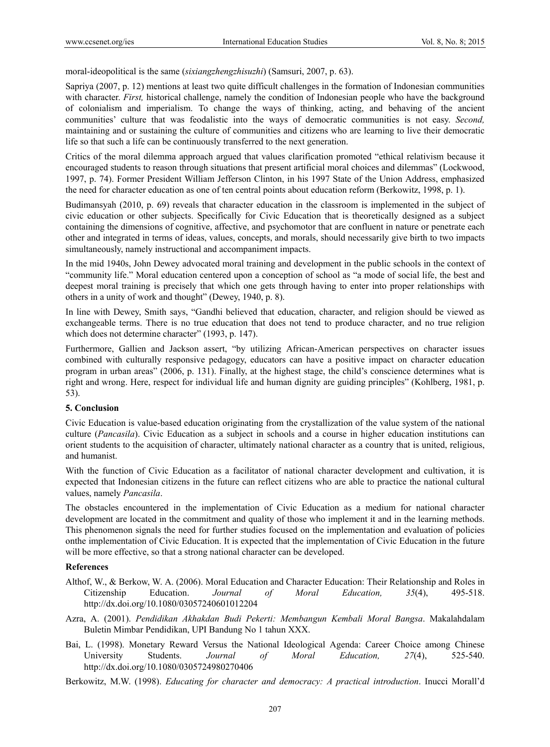moral-ideopolitical is the same (*sixiangzhengzhisuzhi*) (Samsuri, 2007, p. 63).

Sapriya (2007, p. 12) mentions at least two quite difficult challenges in the formation of Indonesian communities with character. *First,* historical challenge, namely the condition of Indonesian people who have the background of colonialism and imperialism. To change the ways of thinking, acting, and behaving of the ancient communities' culture that was feodalistic into the ways of democratic communities is not easy. *Second,* maintaining and or sustaining the culture of communities and citizens who are learning to live their democratic life so that such a life can be continuously transferred to the next generation.

Critics of the moral dilemma approach argued that values clarification promoted "ethical relativism because it encouraged students to reason through situations that present artificial moral choices and dilemmas" (Lockwood, 1997, p. 74). Former President William Jefferson Clinton, in his 1997 State of the Union Address, emphasized the need for character education as one of ten central points about education reform (Berkowitz, 1998, p. 1).

Budimansyah (2010, p. 69) reveals that character education in the classroom is implemented in the subject of civic education or other subjects. Specifically for Civic Education that is theoretically designed as a subject containing the dimensions of cognitive, affective, and psychomotor that are confluent in nature or penetrate each other and integrated in terms of ideas, values, concepts, and morals, should necessarily give birth to two impacts simultaneously, namely instructional and accompaniment impacts.

In the mid 1940s, John Dewey advocated moral training and development in the public schools in the context of "community life." Moral education centered upon a conception of school as "a mode of social life, the best and deepest moral training is precisely that which one gets through having to enter into proper relationships with others in a unity of work and thought" (Dewey, 1940, p. 8).

In line with Dewey, Smith says, "Gandhi believed that education, character, and religion should be viewed as exchangeable terms. There is no true education that does not tend to produce character, and no true religion which does not determine character" (1993, p. 147).

Furthermore, Gallien and Jackson assert, "by utilizing African-American perspectives on character issues combined with culturally responsive pedagogy, educators can have a positive impact on character education program in urban areas" (2006, p. 131). Finally, at the highest stage, the child's conscience determines what is right and wrong. Here, respect for individual life and human dignity are guiding principles" (Kohlberg, 1981, p. 53).

## 5. Conclusion

Civic Education is value-based education originating from the crystallization of the value system of the national culture (*Pancasila*). Civic Education as a subject in schools and a course in higher education institutions can orient students to the acquisition of character, ultimately national character as a country that is united, religious, and humanist.

With the function of Civic Education as a facilitator of national character development and cultivation, it is expected that Indonesian citizens in the future can reflect citizens who are able to practice the national cultural values, namely *Pancasila*.

The obstacles encountered in the implementation of Civic Education as a medium for national character development are located in the commitment and quality of those who implement it and in the learning methods. This phenomenon signals the need for further studies focused on the implementation and evaluation of policies onthe implementation of Civic Education. It is expected that the implementation of Civic Education in the future will be more effective, so that a strong national character can be developed.

## References

Althof, W., & Berkow, W. A. (2006). Moral Education and Character Education: Their Relationship and Roles in Citizenship Education. *Journal of Moral Education, 35*(4), 495-518. http://dx.doi.org/10.1080/03057240601012204

Azra, A. (2001). *Pendidikan Akhakdan Budi Pekerti: Membangun Kembali Moral Bangsa*. Makalahdalam Buletin Mimbar Pendidikan, UPI Bandung No 1 tahun XXX.

Bai, L. (1998). Monetary Reward Versus the National Ideological Agenda: Career Choice among Chinese University Students. *Journal of Moral Education, 27*(4), 525-540. http://dx.doi.org/10.1080/0305724980270406

Berkowitz, M.W. (1998). *Educating for character and democracy: A practical introduction*. Inucci Morall'd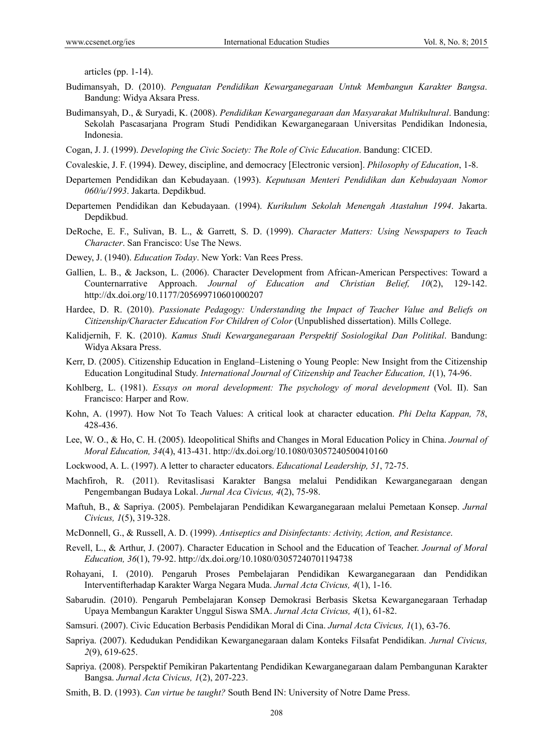articles (pp. 1-14).

Budimansyah, D. (2010). *Penguatan Pendidikan Kewarganegaraan Untuk Membangun Karakter Bangsa*. Bandung: Widya Aksara Press.

Budimansyah, D., & Suryadi, K. (2008). *Pendidikan Kewarganegaraan dan Masyarakat Multikultural*. Bandung: Sekolah Pascasarjana Program Studi Pendidikan Kewarganegaraan Universitas Pendidikan Indonesia, Indonesia.

Cogan, J. J. (1999). *Developing the Civic Society: The Role of Civic Education*. Bandung: CICED.

Covaleskie, J. F. (1994). Dewey, discipline, and democracy [Electronic version]. *Philosophy of Education*, 1-8.

Departemen Pendidikan dan Kebudayaan. (1993). *Keputusan Menteri Pendidikan dan Kebudayaan Nomor 060/u/1993*. Jakarta. Depdikbud.

Departemen Pendidikan dan Kebudayaan. (1994). *Kurikulum Sekolah Menengah Atastahun 1994*. Jakarta. Depdikbud.

DeRoche, E. F., Sulivan, B. L., & Garrett, S. D. (1999). *Character Matters: Using Newspapers to Teach Character*. San Francisco: Use The News.

Dewey, J. (1940). *Education Today*. New York: Van Rees Press.

Gallien, L. B., & Jackson, L. (2006). Character Development from African-American Perspectives: Toward a Counternarrative Approach. *Journal of Education and Christian Belief, 10*(2), 129-142. http://dx.doi.org/10.1177/205699710601000207

Hardee, D. R. (2010). *Passionate Pedagogy: Understanding the Impact of Teacher Value and Beliefs on Citizenship/Character Education For Children of Color* (Unpublished dissertation). Mills College.

Kalidjernih, F. K. (2010). *Kamus Studi Kewarganegaraan Perspektif Sosiologikal Dan Politikal*. Bandung: Widya Aksara Press.

Kerr, D. (2005). Citizenship Education in England–Listening o Young People: New Insight from the Citizenship Education Longitudinal Study. *International Journal of Citizenship and Teacher Education, 1*(1), 74-96.

Kohlberg, L. (1981). *Essays on moral development: The psychology of moral development* (Vol. II). San Francisco: Harper and Row.

Kohn, A. (1997). How Not To Teach Values: A critical look at character education. *Phi Delta Kappan, 78*, 428-436.

Lee, W. O., & Ho, C. H. (2005). Ideopolitical Shifts and Changes in Moral Education Policy in China. *Journal of Moral Education, 34*(4), 413-431. http://dx.doi.org/10.1080/03057240500410160

Lockwood, A. L. (1997). A letter to character educators. *Educational Leadership, 51*, 72-75.

Machfiroh, R. (2011). Revitaslisasi Karakter Bangsa melalui Pendidikan Kewarganegaraan dengan Pengembangan Budaya Lokal. *Jurnal Aca Civicus, 4*(2), 75-98.

Maftuh, B., & Sapriya. (2005). Pembelajaran Pendidikan Kewarganegaraan melalui Pemetaan Konsep. *Jurnal Civicus, 1*(5), 319-328.

McDonnell, G., & Russell, A. D. (1999). *Antiseptics and Disinfectants: Activity, Action, and Resistance*.

Revell, L., & Arthur, J. (2007). Character Education in School and the Education of Teacher. *Journal of Moral Education, 36*(1), 79-92. http://dx.doi.org/10.1080/03057240701194738

Rohayani, I. (2010). Pengaruh Proses Pembelajaran Pendidikan Kewarganegaraan dan Pendidikan Interventifterhadap Karakter Warga Negara Muda. *Jurnal Acta Civicus, 4*(1), 1-16.

Sabarudin. (2010). Pengaruh Pembelajaran Konsep Demokrasi Berbasis Sketsa Kewarganegaraan Terhadap Upaya Membangun Karakter Unggul Siswa SMA. *Jurnal Acta Civicus, 4*(1), 61-82.

Samsuri. (2007). Civic Education Berbasis Pendidikan Moral di Cina. *Jurnal Acta Civicus, 1*(1), 63-76.

Sapriya. (2007). Kedudukan Pendidikan Kewarganegaraan dalam Konteks Filsafat Pendidikan. *Jurnal Civicus, 2*(9), 619-625.

Sapriya. (2008). Perspektif Pemikiran Pakartentang Pendidikan Kewarganegaraan dalam Pembangunan Karakter Bangsa. *Jurnal Acta Civicus, 1*(2), 207-223.

Smith, B. D. (1993). *Can virtue be taught?* South Bend IN: University of Notre Dame Press.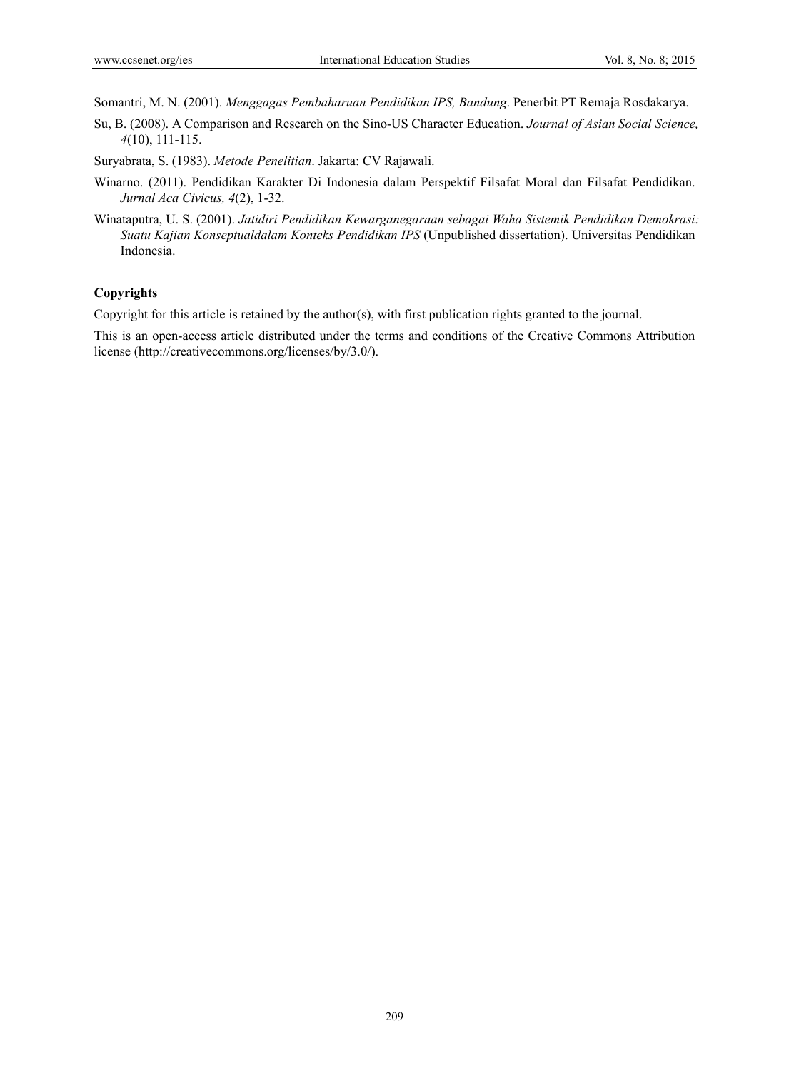Somantri, M. N. (2001). *Menggagas Pembaharuan Pendidikan IPS, Bandung*. Penerbit PT Remaja Rosdakarya.

Su, B. (2008). A Comparison and Research on the Sino-US Character Education. *Journal of Asian Social Science, 4*(10), 111-115.

Suryabrata, S. (1983). *Metode Penelitian*. Jakarta: CV Rajawali.

Winarno. (2011). Pendidikan Karakter Di Indonesia dalam Perspektif Filsafat Moral dan Filsafat Pendidikan. *Jurnal Aca Civicus, 4*(2), 1-32.

Winataputra, U. S. (2001). *Jatidiri Pendidikan Kewarganegaraan sebagai Waha Sistemik Pendidikan Demokrasi: Suatu Kajian Konseptualdalam Konteks Pendidikan IPS* (Unpublished dissertation). Universitas Pendidikan Indonesia.

## Copyrights

Copyright for this article is retained by the author(s), with first publication rights granted to the journal.

This is an open-access article distributed under the terms and conditions of the Creative Commons Attribution license (http://creativecommons.org/licenses/by/3.0/).